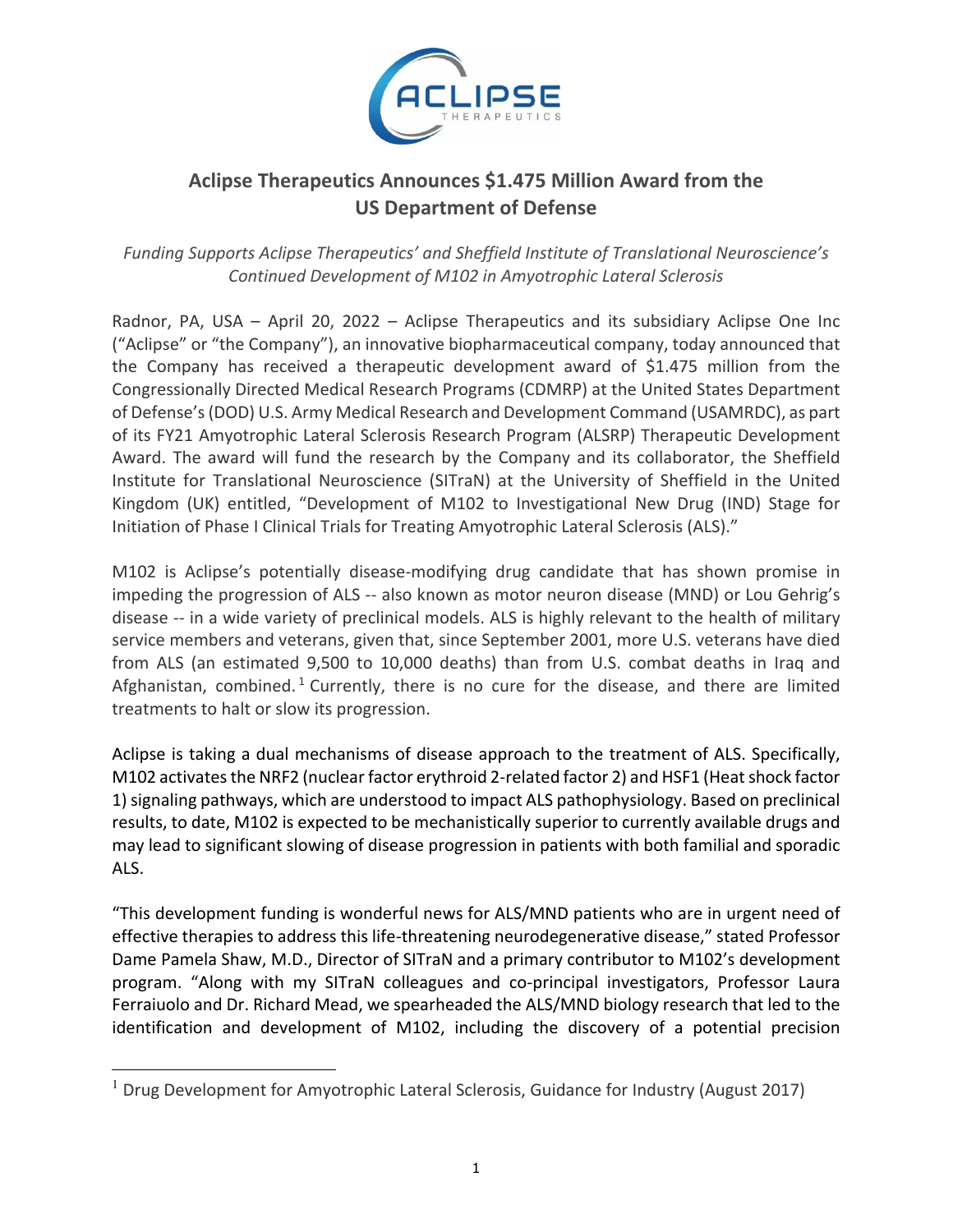# Aclipse Therapeutics Announces $1.475 Million Award from the US Department of Defense

*Funding Supports Aclipse Therapeutics' and Sheffield Institute of Translational Neuroscience's Continued Development of M102 in Amyotrophic Lateral Sclerosis*

Radnor, PA, USA – April 20, 2022 – Aclipse Therapeutics and its subsidiary Aclipse One Inc ("Aclipse" or "the Company"), an innovative biopharmaceutical company, today announced that the Company has received a therapeutic development award of $1.475 million from the Congressionally Directed Medical Research Programs (CDMRP) at the United States Department of Defense's (DOD) U.S. Army Medical Research and Development Command (USAMRDC), as part of its FY21 Amyotrophic Lateral Sclerosis Research Program (ALSRP) Therapeutic Development Award. The award will fund the research by the Company and its collaborator, the Sheffield Institute for Translational Neuroscience (SITraN) at the University of Sheffield in the United Kingdom (UK) entitled, "Development of M102 to Investigational New Drug (IND) Stage for Initiation of Phase I Clinical Trials for Treating Amyotrophic Lateral Sclerosis (ALS)."

M102 is Aclipse's potentially disease-modifying drug candidate that has shown promise in impeding the progression of ALS -- also known as motor neuron disease (MND) or Lou Gehrig's disease -- in a wide variety of preclinical models. ALS is highly relevant to the health of military service members and veterans, given that, since September 2001, more U.S. veterans have died from ALS (an estimated 9,500 to 10,000 deaths) than from U.S. combat deaths in Iraq and Afghanistan, combined.[1] Currently, there is no cure for the disease, and there are limited treatments to halt or slow its progression.

Aclipse is taking a dual mechanisms of disease approach to the treatment of ALS. Specifically, M102 activates the NRF2 (nuclear factor erythroid 2-related factor 2) and HSF1 (Heat shock factor 1) signaling pathways, which are understood to impact ALS pathophysiology. Based on preclinical results, to date, M102 is expected to be mechanistically superior to currently available drugs and may lead to significant slowing of disease progression in patients with both familial and sporadic ALS.

"This development funding is wonderful news for ALS/MND patients who are in urgent need of effective therapies to address this life-threatening neurodegenerative disease," stated Professor Dame Pamela Shaw, M.D., Director of SITraN and a primary contributor to M102's development program. "Along with my SITraN colleagues and co-principal investigators, Professor Laura Ferraiuolo and Dr. Richard Mead, we spearheaded the ALS/MND biology research that led to the identification and development of M102, including the discovery of a potential precision

[1] Drug Development for Amyotrophic Lateral Sclerosis, Guidance for Industry (August 2017)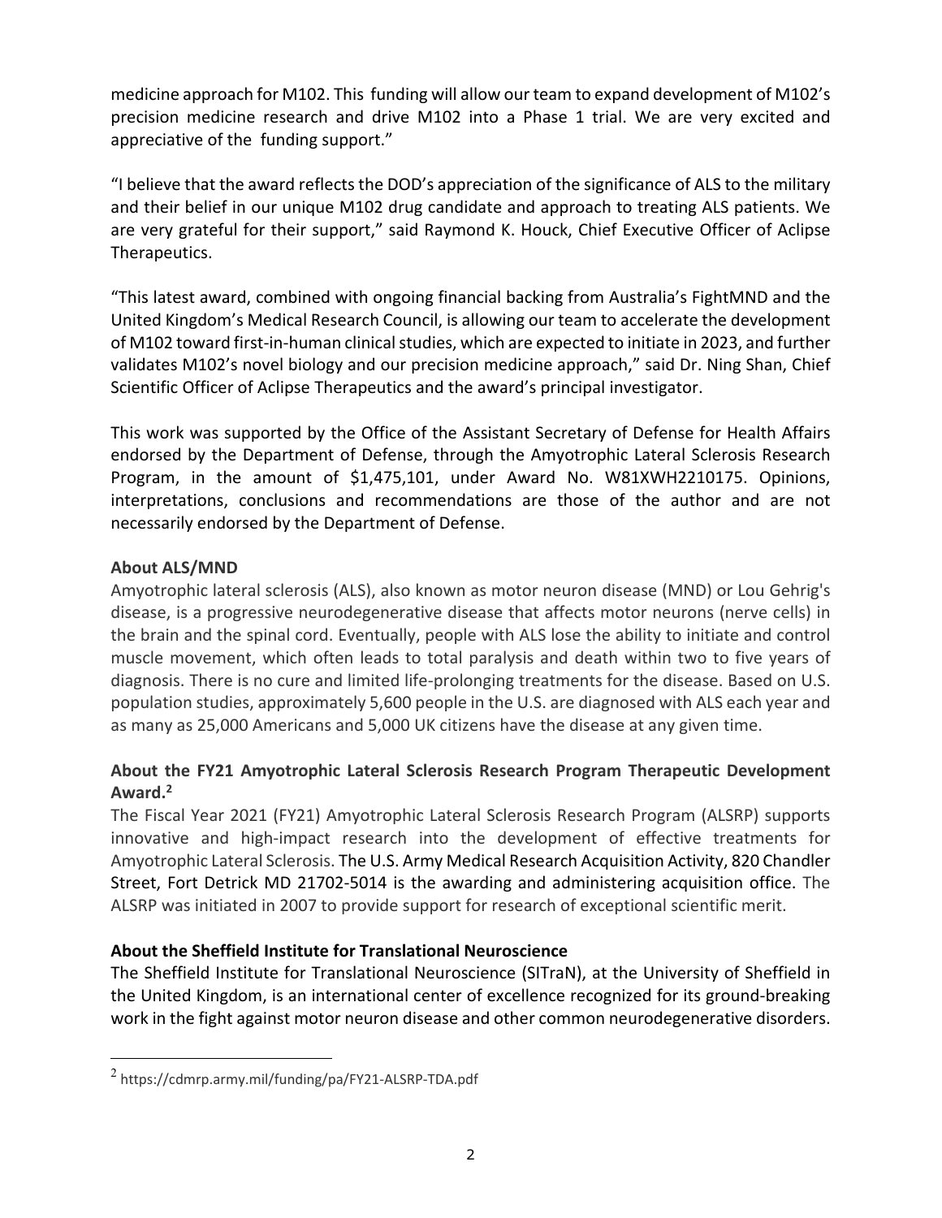medicine approach for M102. This funding will allow our team to expand development of M102's precision medicine research and drive M102 into a Phase 1 trial. We are very excited and appreciative of the funding support."

"I believe that the award reflects the DOD's appreciation of the significance of ALS to the military and their belief in our unique M102 drug candidate and approach to treating ALS patients. We are very grateful for their support," said Raymond K. Houck, Chief Executive Officer of Aclipse Therapeutics.

"This latest award, combined with ongoing financial backing from Australia's FightMND and the United Kingdom's Medical Research Council, is allowing our team to accelerate the development of M102 toward first-in-human clinical studies, which are expected to initiate in 2023, and further validates M102's novel biology and our precision medicine approach," said Dr. Ning Shan, Chief Scientific Officer of Aclipse Therapeutics and the award's principal investigator.

This work was supported by the Office of the Assistant Secretary of Defense for Health Affairs endorsed by the Department of Defense, through the Amyotrophic Lateral Sclerosis Research Program, in the amount of $1,475,101, under Award No. W81XWH2210175. Opinions, interpretations, conclusions and recommendations are those of the author and are not necessarily endorsed by the Department of Defense.

**About ALS/MND**

Amyotrophic lateral sclerosis (ALS), also known as motor neuron disease (MND) or Lou Gehrig's disease, is a progressive neurodegenerative disease that affects motor neurons (nerve cells) in the brain and the spinal cord. Eventually, people with ALS lose the ability to initiate and control muscle movement, which often leads to total paralysis and death within two to five years of diagnosis. There is no cure and limited life-prolonging treatments for the disease. Based on U.S. population studies, approximately 5,600 people in the U.S. are diagnosed with ALS each year and as many as 25,000 Americans and 5,000 UK citizens have the disease at any given time.

**About the FY21 Amyotrophic Lateral Sclerosis Research Program Therapeutic Development Award.[2]**

The Fiscal Year 2021 (FY21) Amyotrophic Lateral Sclerosis Research Program (ALSRP) supports innovative and high-impact research into the development of effective treatments for Amyotrophic Lateral Sclerosis. The U.S. Army Medical Research Acquisition Activity, 820 Chandler Street, Fort Detrick MD 21702-5014 is the awarding and administering acquisition office. The ALSRP was initiated in 2007 to provide support for research of exceptional scientific merit.

**About the Sheffield Institute for Translational Neuroscience**

The Sheffield Institute for Translational Neuroscience (SITraN), at the University of Sheffield in the United Kingdom, is an international center of excellence recognized for its ground-breaking work in the fight against motor neuron disease and other common neurodegenerative disorders.

[2] https://cdmrp.army.mil/funding/pa/FY21-ALSRP-TDA.pdf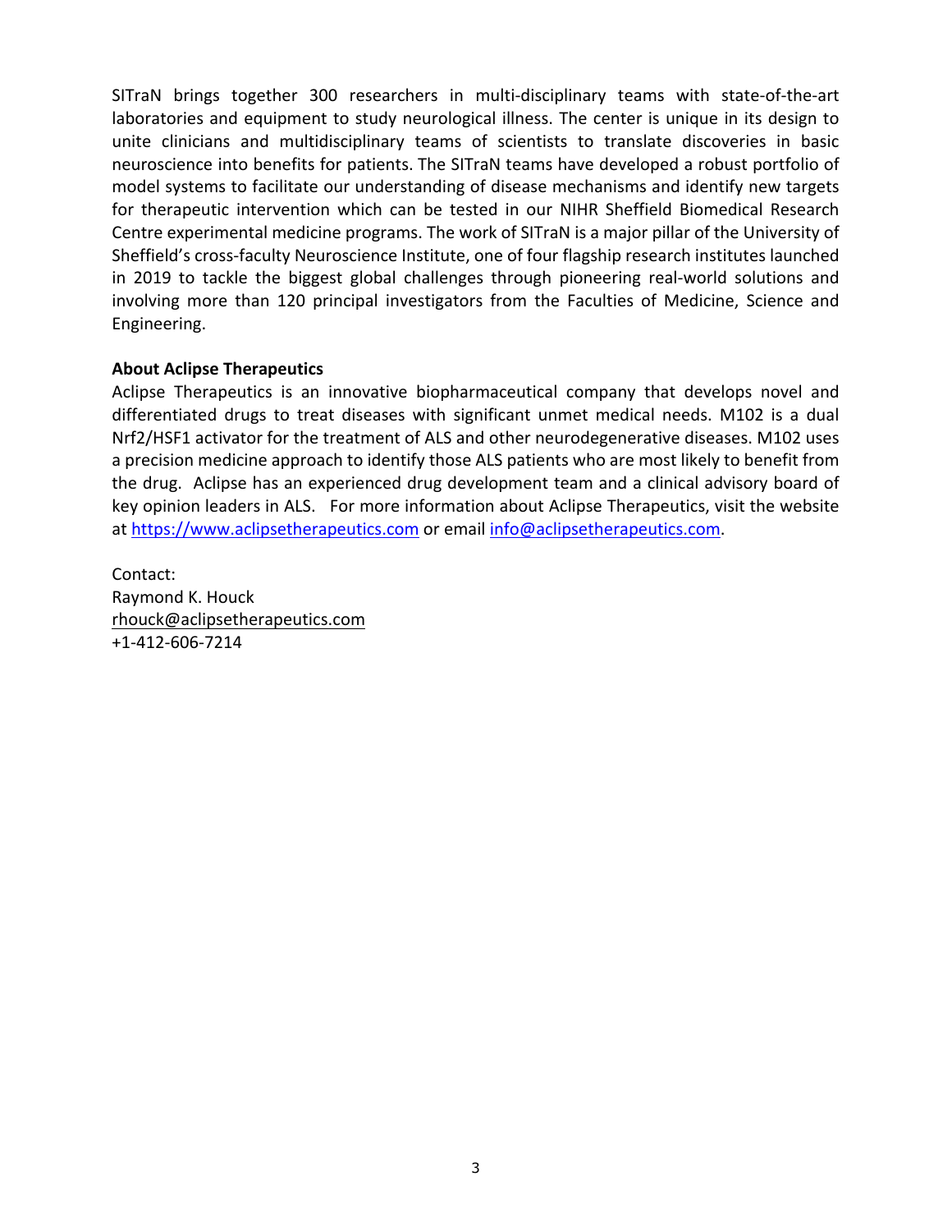SITraN brings together 300 researchers in multi-disciplinary teams with state-of-the-art laboratories and equipment to study neurological illness. The center is unique in its design to unite clinicians and multidisciplinary teams of scientists to translate discoveries in basic neuroscience into benefits for patients. The SITraN teams have developed a robust portfolio of model systems to facilitate our understanding of disease mechanisms and identify new targets for therapeutic intervention which can be tested in our NIHR Sheffield Biomedical Research Centre experimental medicine programs. The work of SITraN is a major pillar of the University of Sheffield's cross-faculty Neuroscience Institute, one of four flagship research institutes launched in 2019 to tackle the biggest global challenges through pioneering real-world solutions and involving more than 120 principal investigators from the Faculties of Medicine, Science and Engineering.

**About Aclipse Therapeutics**

Aclipse Therapeutics is an innovative biopharmaceutical company that develops novel and differentiated drugs to treat diseases with significant unmet medical needs. M102 is a dual Nrf2/HSF1 activator for the treatment of ALS and other neurodegenerative diseases. M102 uses a precision medicine approach to identify those ALS patients who are most likely to benefit from the drug. Aclipse has an experienced drug development team and a clinical advisory board of key opinion leaders in ALS. For more information about Aclipse Therapeutics, visit the website at https://www.aclipsetherapeutics.com or email info@aclipsetherapeutics.com.

Contact:
Raymond K. Houck
rhouck@aclipsetherapeutics.com
+1-412-606-7214